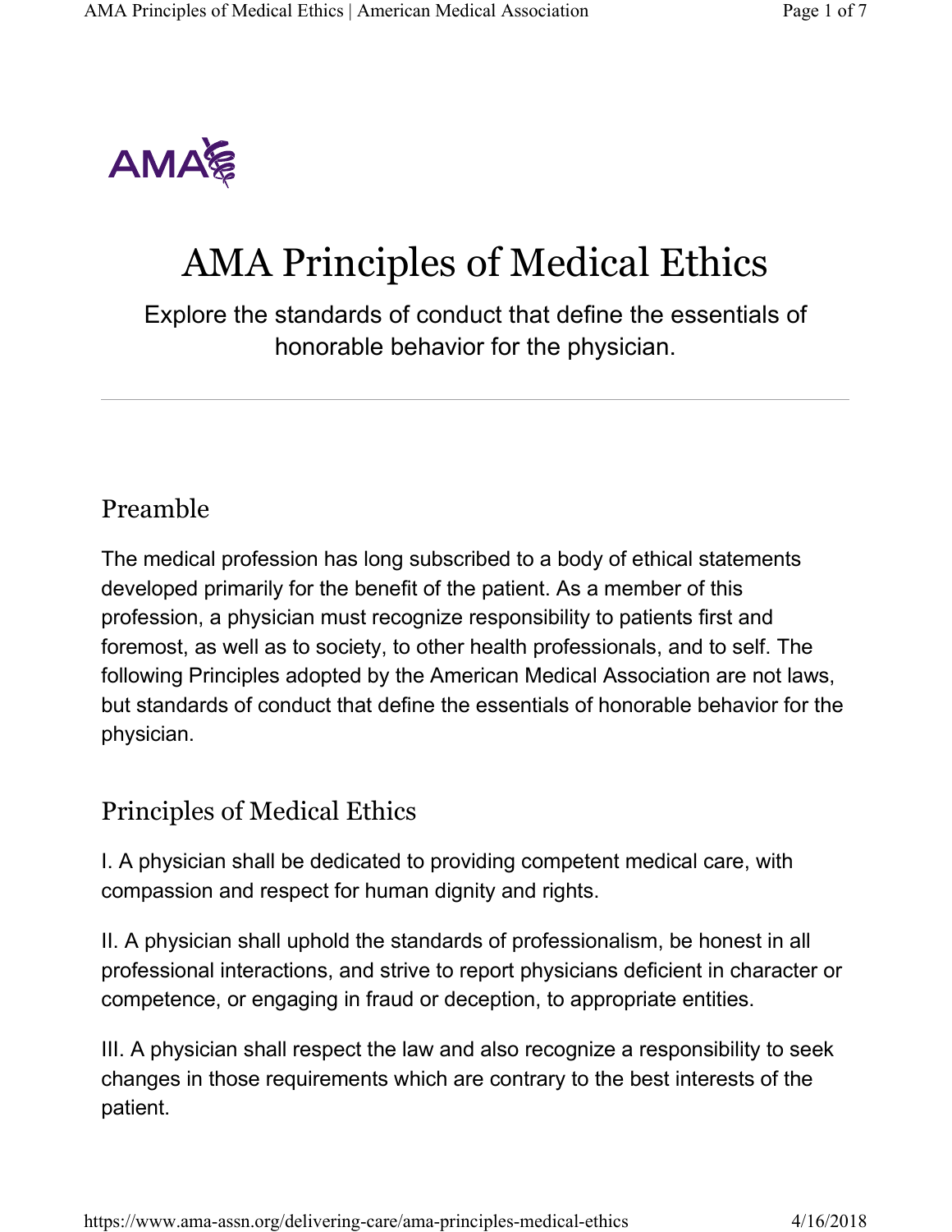# AMA Principles of Medical Ethics

Explore the standards of conduct that define the essentials of honorable behavior for the physician.

## Preamble

The medical profession has long subscribed to a body of ethical statements developed primarily for the benefit of the patient. As a member of this profession, a physician must recognize responsibility to patients first and foremost, as well as to society, to other health professionals, and to self. The following Principles adopted by the American Medical Association are not laws, but standards of conduct that define the essentials of honorable behavior for the physician.

## Principles of Medical Ethics

I. A physician shall be dedicated to providing competent medical care, with compassion and respect for human dignity and rights.

II. A physician shall uphold the standards of professionalism, be honest in all professional interactions, and strive to report physicians deficient in character or competence, or engaging in fraud or deception, to appropriate entities.

III. A physician shall respect the law and also recognize a responsibility to seek changes in those requirements which are contrary to the best interests of the patient.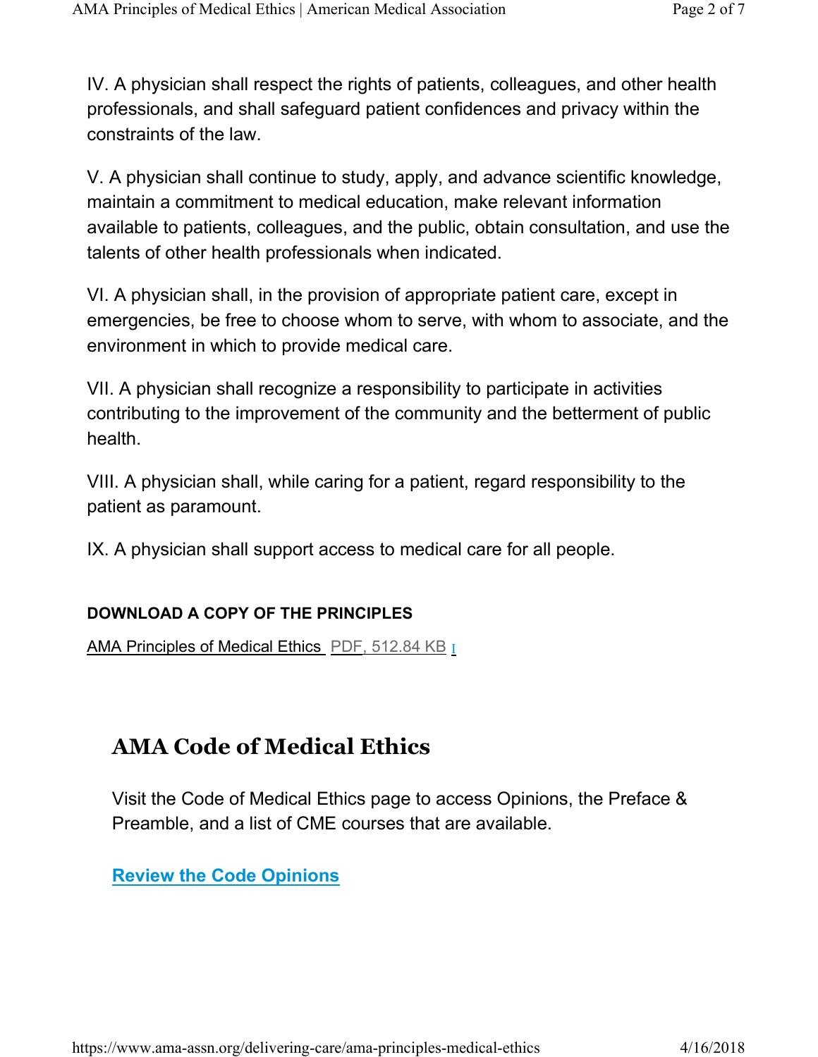IV. A physician shall respect the rights of patients, colleagues, and other health professionals, and shall safeguard patient confidences and privacy within the constraints of the law.

V. A physician shall continue to study, apply, and advance scientific knowledge, maintain a commitment to medical education, make relevant information available to patients, colleagues, and the public, obtain consultation, and use the talents of other health professionals when indicated.

VI. A physician shall, in the provision of appropriate patient care, except in emergencies, be free to choose whom to serve, with whom to associate, and the environment in which to provide medical care.

VII. A physician shall recognize a responsibility to participate in activities contributing to the improvement of the community and the betterment of public health.

VIII. A physician shall, while caring for a patient, regard responsibility to the patient as paramount.

IX. A physician shall support access to medical care for all people.

**DOWNLOAD A COPY OF THE PRINCIPLES**

AMA Principles of Medical Ethics PDF, 512.84 KB

## AMA Code of Medical Ethics

Visit the Code of Medical Ethics page to access Opinions, the Preface & Preamble, and a list of CME courses that are available.

**Review the Code Opinions**